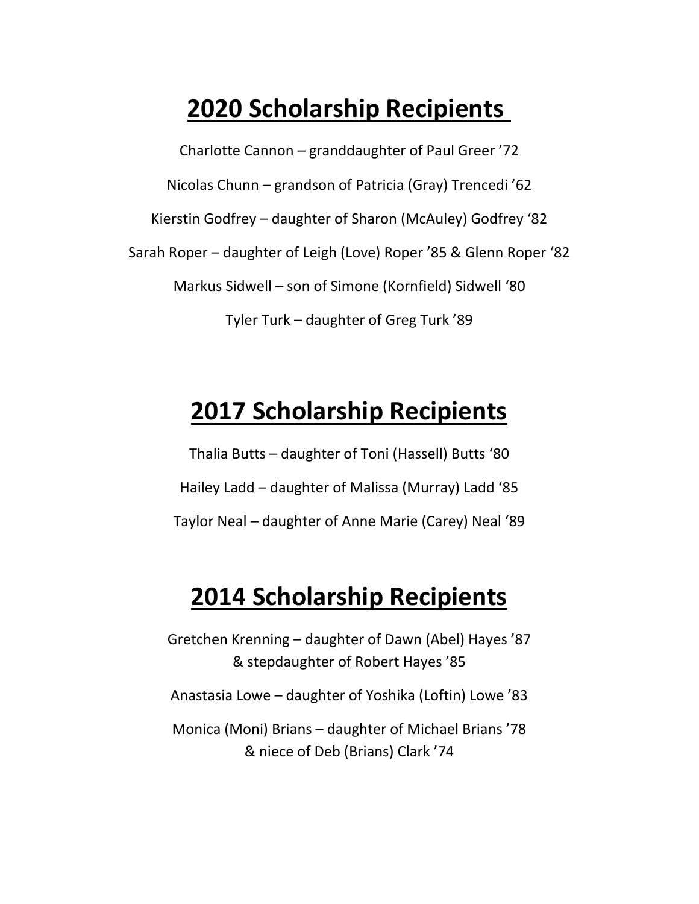# 2020 Scholarship Recipients

Charlotte Cannon – granddaughter of Paul Greer ’72

Nicolas Chunn – grandson of Patricia (Gray) Trencedi ’62

Kierstin Godfrey – daughter of Sharon (McAuley) Godfrey ‘82

Sarah Roper – daughter of Leigh (Love) Roper ’85 & Glenn Roper ‘82

Markus Sidwell – son of Simone (Kornfield) Sidwell ‘80

Tyler Turk – daughter of Greg Turk ’89

# 2017 Scholarship Recipients

Thalia Butts – daughter of Toni (Hassell) Butts ‘80

Hailey Ladd – daughter of Malissa (Murray) Ladd ‘85

Taylor Neal – daughter of Anne Marie (Carey) Neal ‘89

# 2014 Scholarship Recipients

Gretchen Krenning – daughter of Dawn (Abel) Hayes ’87
& stepdaughter of Robert Hayes ’85

Anastasia Lowe – daughter of Yoshika (Loftin) Lowe ’83

Monica (Moni) Brians – daughter of Michael Brians ’78
& niece of Deb (Brians) Clark ’74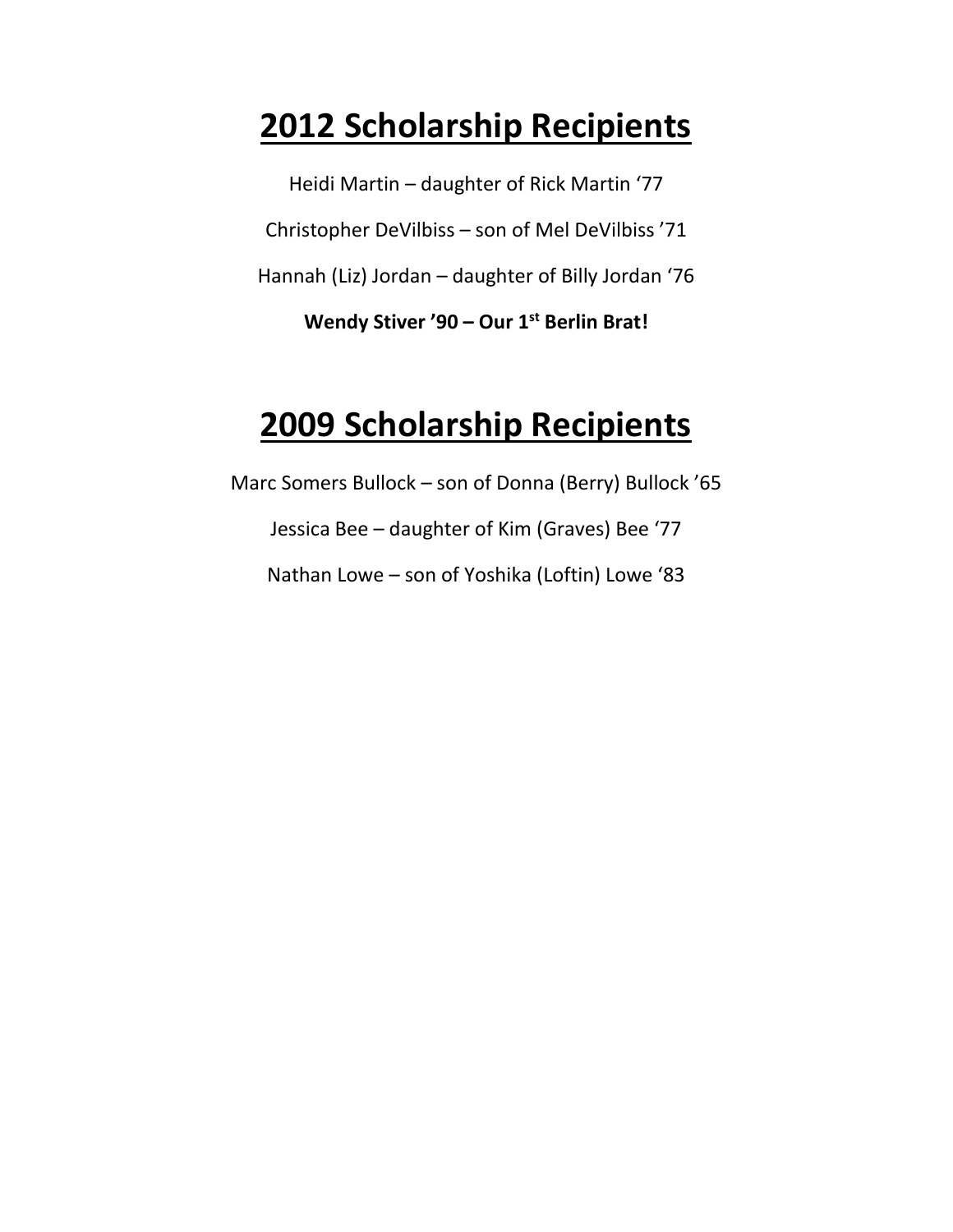# 2012 Scholarship Recipients

Heidi Martin – daughter of Rick Martin '77

Christopher DeVilbiss – son of Mel DeVilbiss '71

Hannah (Liz) Jordan – daughter of Billy Jordan '76

**Wendy Stiver '90 – Our 1st Berlin Brat!**

# 2009 Scholarship Recipients

Marc Somers Bullock – son of Donna (Berry) Bullock '65

Jessica Bee – daughter of Kim (Graves) Bee '77

Nathan Lowe – son of Yoshika (Loftin) Lowe '83